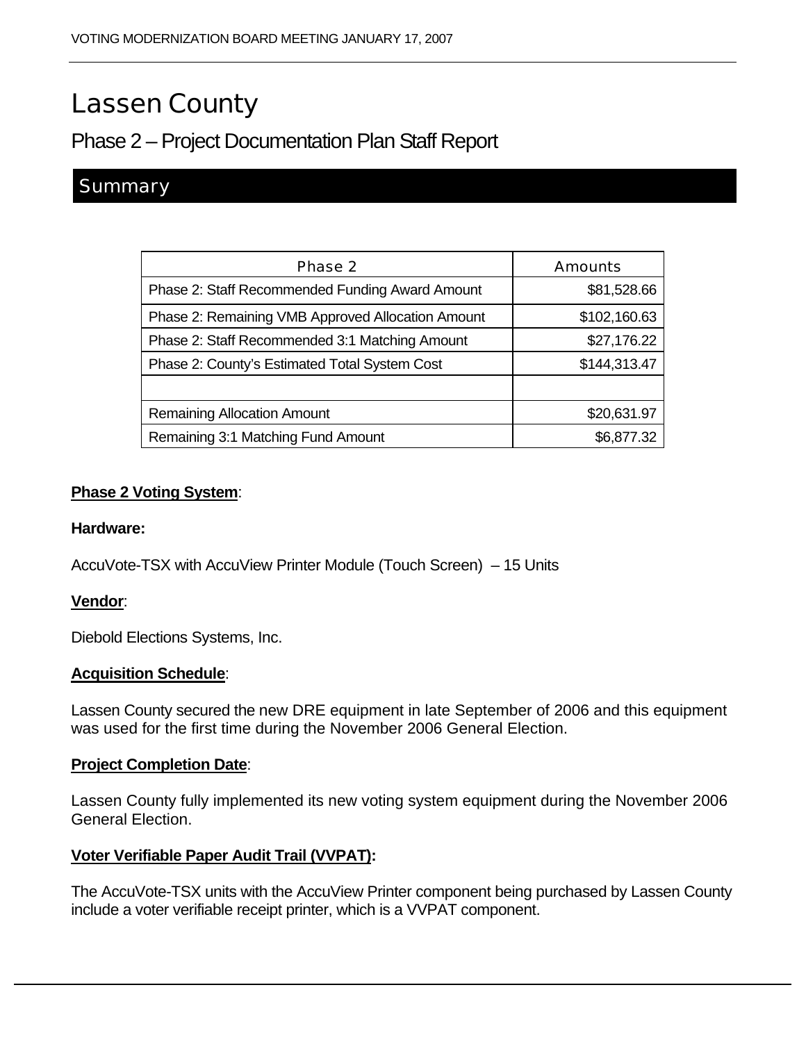# Lassen County

## Phase 2 – Project Documentation Plan Staff Report

## Summary

| Phase 2 | Amounts |
|---|---|
| Phase 2: Staff Recommended Funding Award Amount | $81,528.66 |
| Phase 2: Remaining VMB Approved Allocation Amount | $102,160.63 |
| Phase 2: Staff Recommended 3:1 Matching Amount | $27,176.22 |
| Phase 2: County's Estimated Total System Cost | $144,313.47 |
| | |
| Remaining Allocation Amount | $20,631.97 |
| Remaining 3:1 Matching Fund Amount | $6,877.32 |

**Phase 2 Voting System**:

**Hardware:**

AccuVote-TSX with AccuView Printer Module (Touch Screen) – 15 Units

**Vendor**:

Diebold Elections Systems, Inc.

**Acquisition Schedule**:

Lassen County secured the new DRE equipment in late September of 2006 and this equipment was used for the first time during the November 2006 General Election.

**Project Completion Date**:

Lassen County fully implemented its new voting system equipment during the November 2006 General Election.

**Voter Verifiable Paper Audit Trail (VVPAT):**

The AccuVote-TSX units with the AccuView Printer component being purchased by Lassen County include a voter verifiable receipt printer, which is a VVPAT component.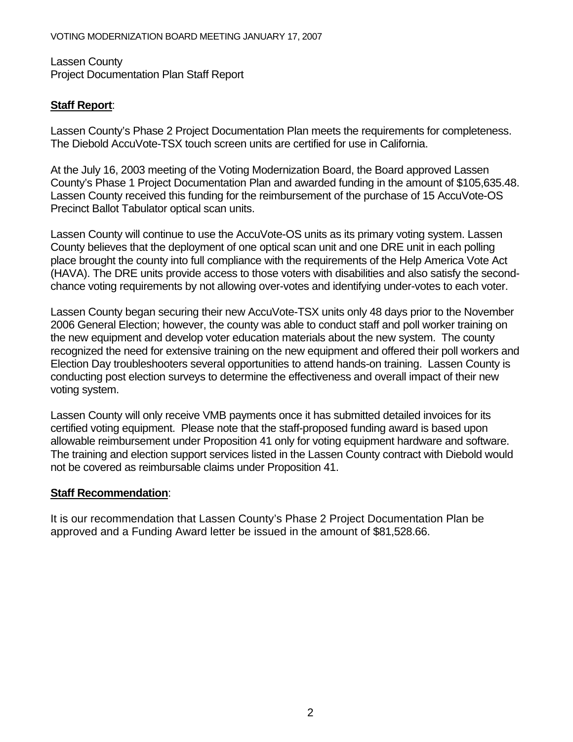Lassen County
Project Documentation Plan Staff Report

**Staff Report**:

Lassen County's Phase 2 Project Documentation Plan meets the requirements for completeness. The Diebold AccuVote-TSX touch screen units are certified for use in California.

At the July 16, 2003 meeting of the Voting Modernization Board, the Board approved Lassen County's Phase 1 Project Documentation Plan and awarded funding in the amount of $105,635.48. Lassen County received this funding for the reimbursement of the purchase of 15 AccuVote-OS Precinct Ballot Tabulator optical scan units.

Lassen County will continue to use the AccuVote-OS units as its primary voting system. Lassen County believes that the deployment of one optical scan unit and one DRE unit in each polling place brought the county into full compliance with the requirements of the Help America Vote Act (HAVA). The DRE units provide access to those voters with disabilities and also satisfy the second-chance voting requirements by not allowing over-votes and identifying under-votes to each voter.

Lassen County began securing their new AccuVote-TSX units only 48 days prior to the November 2006 General Election; however, the county was able to conduct staff and poll worker training on the new equipment and develop voter education materials about the new system. The county recognized the need for extensive training on the new equipment and offered their poll workers and Election Day troubleshooters several opportunities to attend hands-on training. Lassen County is conducting post election surveys to determine the effectiveness and overall impact of their new voting system.

Lassen County will only receive VMB payments once it has submitted detailed invoices for its certified voting equipment. Please note that the staff-proposed funding award is based upon allowable reimbursement under Proposition 41 only for voting equipment hardware and software. The training and election support services listed in the Lassen County contract with Diebold would not be covered as reimbursable claims under Proposition 41.

**Staff Recommendation**:

It is our recommendation that Lassen County's Phase 2 Project Documentation Plan be approved and a Funding Award letter be issued in the amount of $81,528.66.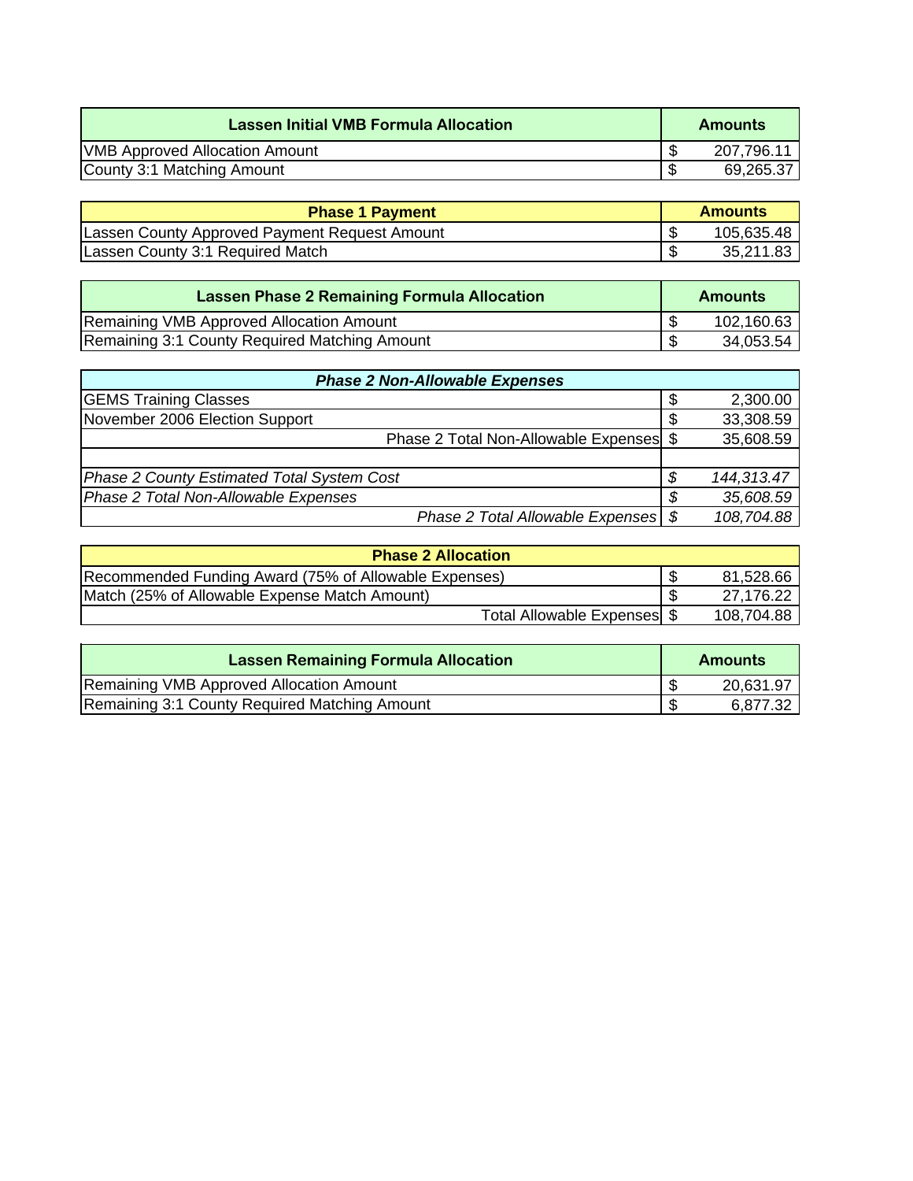| Lassen Initial VMB Formula Allocation | Amounts |
|---|---|
| VMB Approved Allocation Amount | $ 207,796.11 |
| County 3:1 Matching Amount | $ 69,265.37 |

| Phase 1 Payment | Amounts |
|---|---|
| Lassen County Approved Payment Request Amount | $ 105,635.48 |
| Lassen County 3:1 Required Match | $ 35,211.83 |

| Lassen Phase 2 Remaining Formula Allocation | Amounts |
|---|---|
| Remaining VMB Approved Allocation Amount | $ 102,160.63 |
| Remaining 3:1 County Required Matching Amount | $ 34,053.54 |

| ***Phase 2 Non-Allowable Expenses*** | |
|---|---|
| GEMS Training Classes | $ 2,300.00 |
| November 2006 Election Support | $ 33,308.59 |
| Phase 2 Total Non-Allowable Expenses | $ 35,608.59 |
| | |
| *Phase 2 County Estimated Total System Cost* | *$ 144,313.47* |
| *Phase 2 Total Non-Allowable Expenses* | *$ 35,608.59* |
| *Phase 2 Total Allowable Expenses* | *$ 108,704.88* |

| Phase 2 Allocation | |
|---|---|
| Recommended Funding Award (75% of Allowable Expenses) | $ 81,528.66 |
| Match (25% of Allowable Expense Match Amount) | $ 27,176.22 |
| Total Allowable Expenses | $ 108,704.88 |

| Lassen Remaining Formula Allocation | Amounts |
|---|---|
| Remaining VMB Approved Allocation Amount | $ 20,631.97 |
| Remaining 3:1 County Required Matching Amount | $ 6,877.32 |